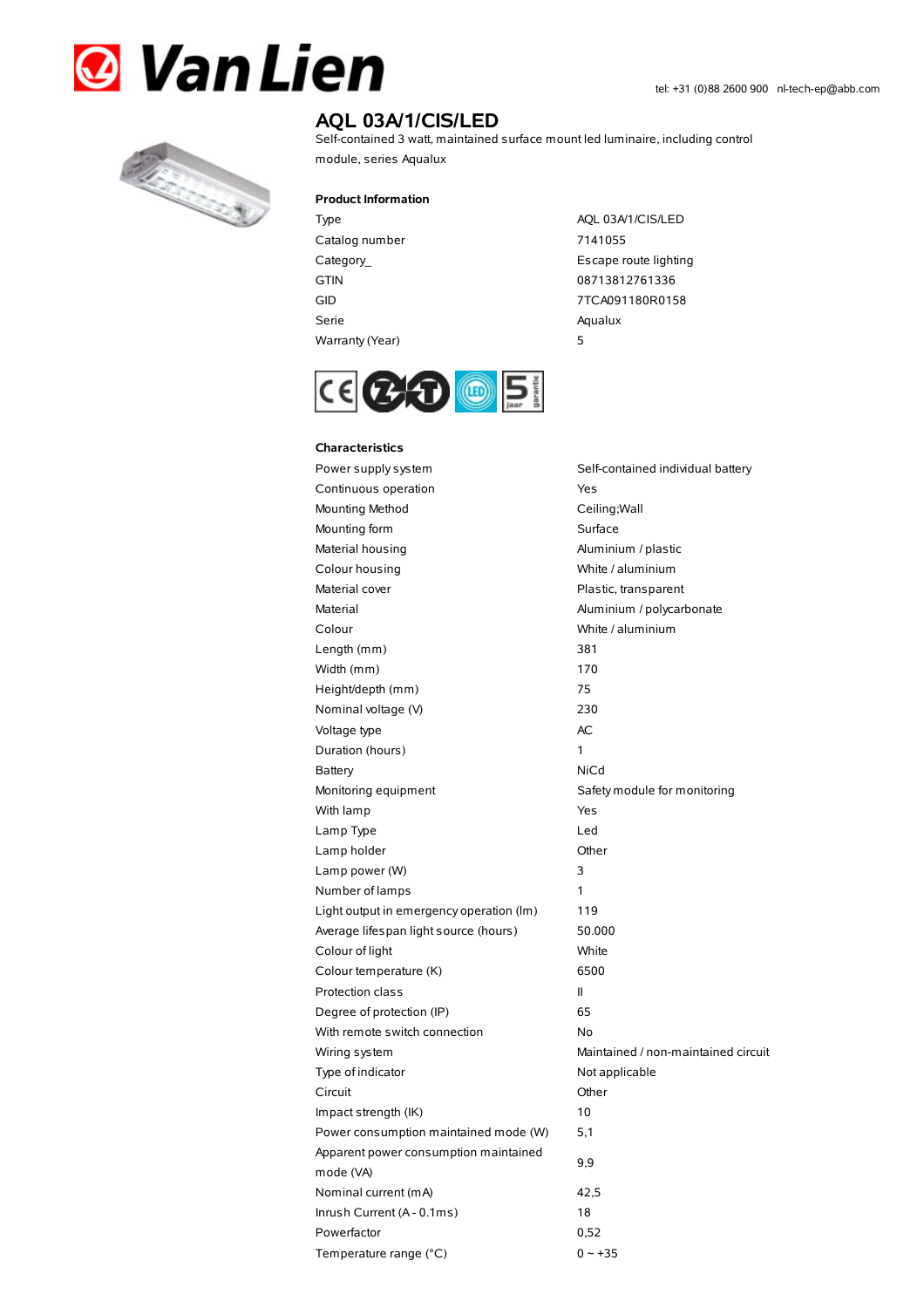# Van Lien

tel: +31 (0)88 2600 900 nl-tech-ep@abb.com

## AQL 03A/1/CIS/LED

Self-contained 3 watt, maintained surface mount led luminaire, including control module, series Aqualux

### Product Information

| | |
|---|---|
| Type | AQL 03A/1/CIS/LED |
| Catalog number | 7141055 |
| Category_ | Escape route lighting |
| GTIN | 08713812761336 |
| GID | 7TCA091180R0158 |
| Serie | Aqualux |
| Warranty (Year) | 5 |

### Characteristics

| | |
|---|---|
| Power supply system | Self-contained individual battery |
| Continuous operation | Yes |
| Mounting Method | Ceiling;Wall |
| Mounting form | Surface |
| Material housing | Aluminium / plastic |
| Colour housing | White / aluminium |
| Material cover | Plastic, transparent |
| Material | Aluminium / polycarbonate |
| Colour | White / aluminium |
| Length (mm) | 381 |
| Width (mm) | 170 |
| Height/depth (mm) | 75 |
| Nominal voltage (V) | 230 |
| Voltage type | AC |
| Duration (hours) | 1 |
| Battery | NiCd |
| Monitoring equipment | Safety module for monitoring |
| With lamp | Yes |
| Lamp Type | Led |
| Lamp holder | Other |
| Lamp power (W) | 3 |
| Number of lamps | 1 |
| Light output in emergency operation (lm) | 119 |
| Average lifespan light source (hours) | 50.000 |
| Colour of light | White |
| Colour temperature (K) | 6500 |
| Protection class | II |
| Degree of protection (IP) | 65 |
| With remote switch connection | No |
| Wiring system | Maintained / non-maintained circuit |
| Type of indicator | Not applicable |
| Circuit | Other |
| Impact strength (IK) | 10 |
| Power consumption maintained mode (W) | 5,1 |
| Apparent power consumption maintained mode (VA) | 9,9 |
| Nominal current (mA) | 42,5 |
| Inrush Current (A - 0.1ms) | 18 |
| Powerfactor | 0,52 |
| Temperature range (°C) | 0 ~ +35 |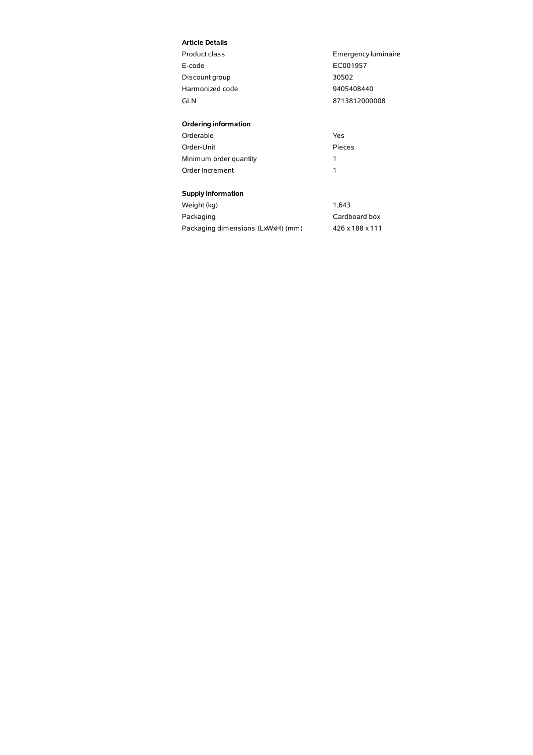### Article Details

| | |
|---|---|
| Product class | Emergency luminaire |
| E-code | EC001957 |
| Discount group | 30502 |
| Harmonized code | 9405408440 |
| GLN | 8713812000008 |

### Ordering information

| | |
|---|---|
| Orderable | Yes |
| Order-Unit | Pieces |
| Minimum order quantity | 1 |
| Order Increment | 1 |

### Supply Information

| | |
|---|---|
| Weight (kg) | 1,643 |
| Packaging | Cardboard box |
| Packaging dimensions (LxWxH) (mm) | 426 x 188 x 111 |